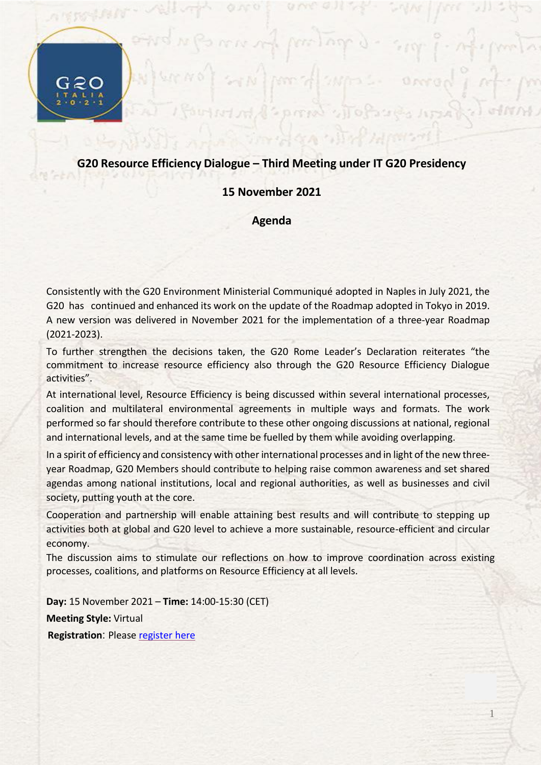# G20 Resource Efficiency Dialogue – Third Meeting under IT G20 Presidency

## 15 November 2021

## Agenda

Consistently with the G20 Environment Ministerial Communiqué adopted in Naples in July 2021, the G20 has continued and enhanced its work on the update of the Roadmap adopted in Tokyo in 2019. A new version was delivered in November 2021 for the implementation of a three-year Roadmap (2021-2023).

To further strengthen the decisions taken, the G20 Rome Leader's Declaration reiterates "the commitment to increase resource efficiency also through the G20 Resource Efficiency Dialogue activities".

At international level, Resource Efficiency is being discussed within several international processes, coalition and multilateral environmental agreements in multiple ways and formats. The work performed so far should therefore contribute to these other ongoing discussions at national, regional and international levels, and at the same time be fuelled by them while avoiding overlapping.

In a spirit of efficiency and consistency with other international processes and in light of the new three-year Roadmap, G20 Members should contribute to helping raise common awareness and set shared agendas among national institutions, local and regional authorities, as well as businesses and civil society, putting youth at the core.

Cooperation and partnership will enable attaining best results and will contribute to stepping up activities both at global and G20 level to achieve a more sustainable, resource-efficient and circular economy.

The discussion aims to stimulate our reflections on how to improve coordination across existing processes, coalitions, and platforms on Resource Efficiency at all levels.

**Day:** 15 November 2021 – **Time:** 14:00-15:30 (CET)

**Meeting Style:** Virtual

**Registration**: Please register here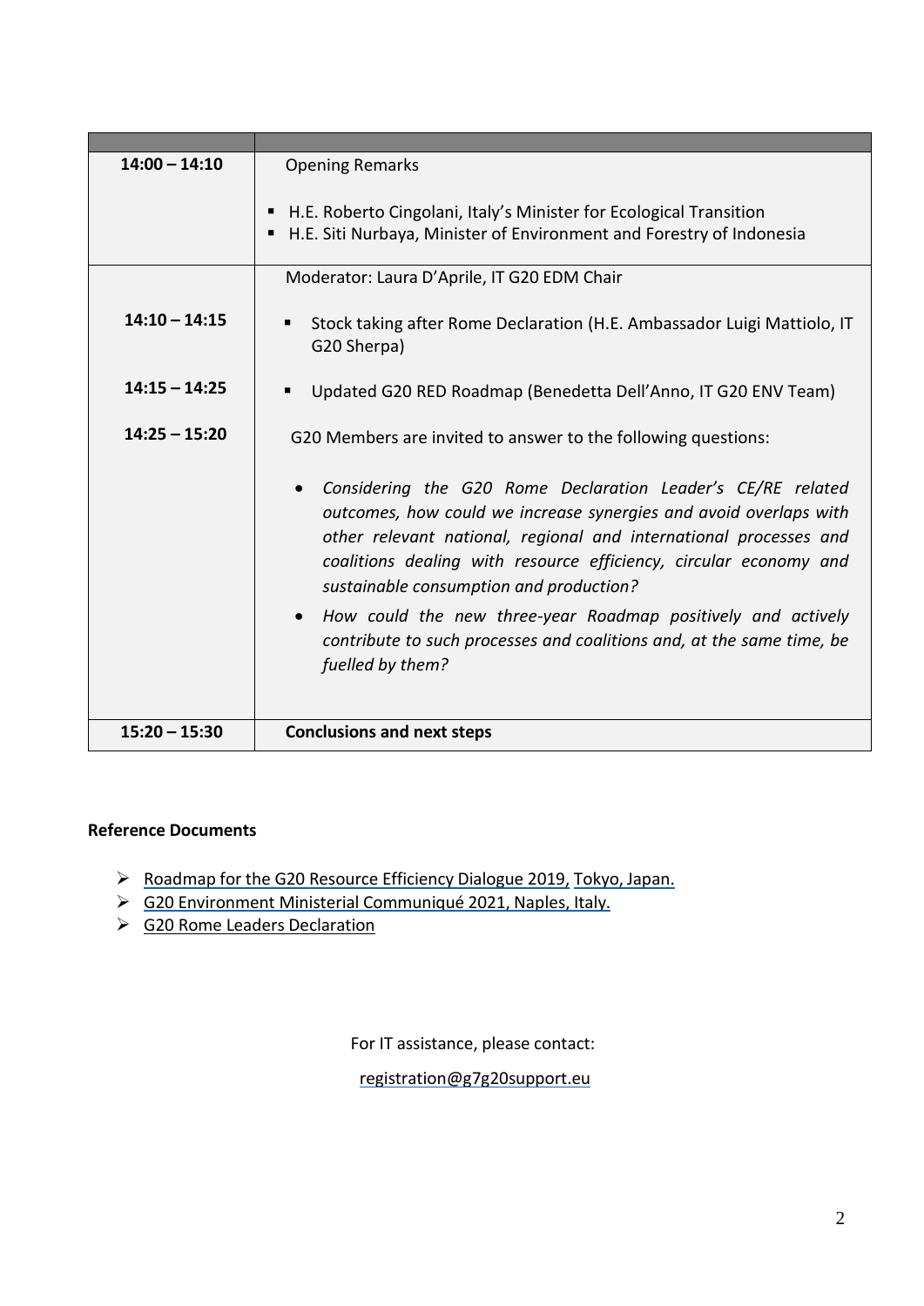| | |
|---|---|
| **14:00 – 14:10** | Opening Remarks<br><br>▪ H.E. Roberto Cingolani, Italy's Minister for Ecological Transition<br>▪ H.E. Siti Nurbaya, Minister of Environment and Forestry of Indonesia |
| | Moderator: Laura D'Aprile, IT G20 EDM Chair |
| **14:10 – 14:15** | ▪ Stock taking after Rome Declaration (H.E. Ambassador Luigi Mattiolo, IT G20 Sherpa) |
| **14:15 – 14:25** | ▪ Updated G20 RED Roadmap (Benedetta Dell'Anno, IT G20 ENV Team) |
| **14:25 – 15:20** | G20 Members are invited to answer to the following questions:<br><br>• *Considering the G20 Rome Declaration Leader's CE/RE related outcomes, how could we increase synergies and avoid overlaps with other relevant national, regional and international processes and coalitions dealing with resource efficiency, circular economy and sustainable consumption and production?*<br>• *How could the new three-year Roadmap positively and actively contribute to such processes and coalitions and, at the same time, be fuelled by them?* |
| **15:20 – 15:30** | **Conclusions and next steps** |

**Reference Documents**

- Roadmap for the G20 Resource Efficiency Dialogue 2019, Tokyo, Japan.
- G20 Environment Ministerial Communiqué 2021, Naples, Italy.
- G20 Rome Leaders Declaration

For IT assistance, please contact:

registration@g7g20support.eu